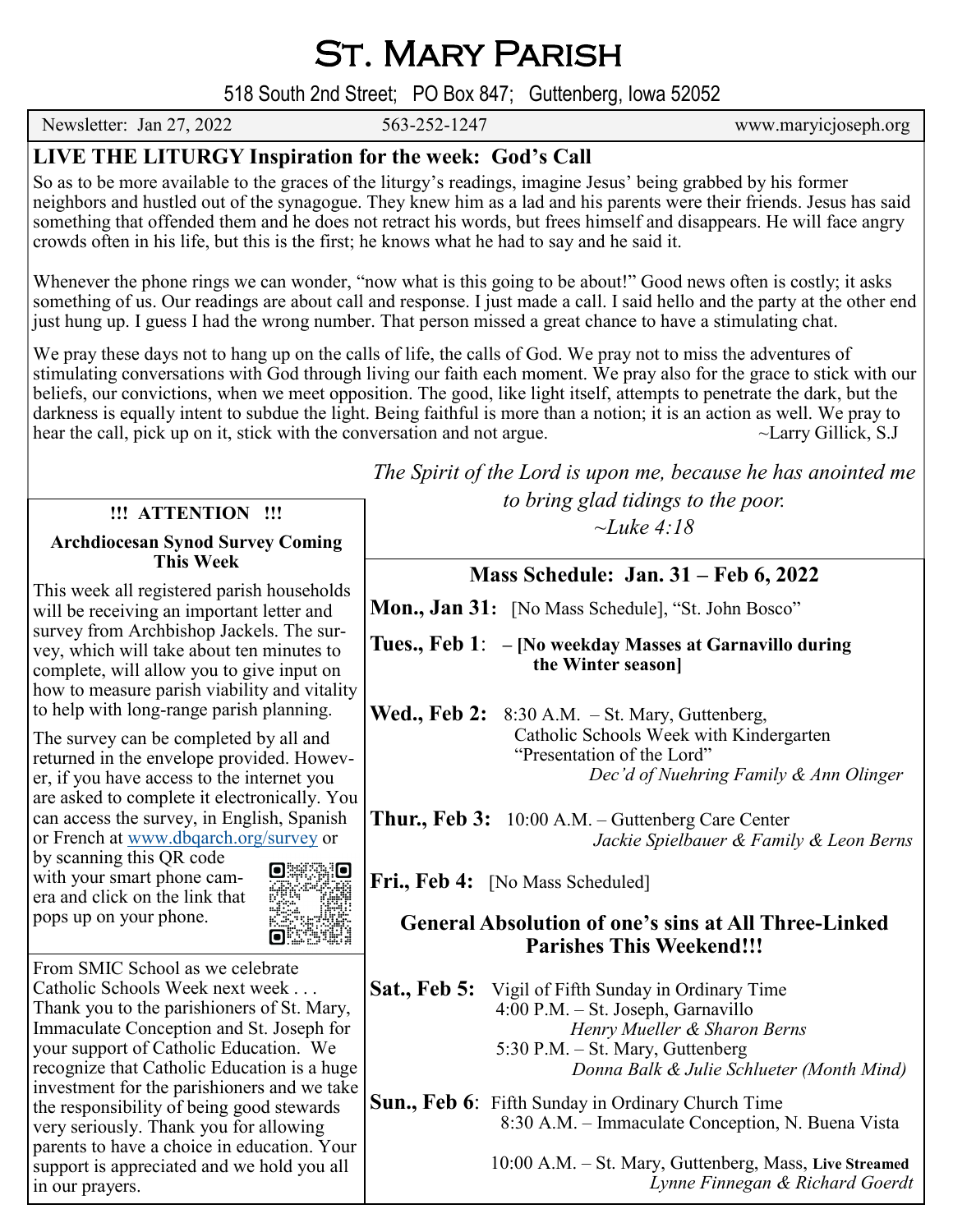# St. Mary Parish

518 South 2nd Street; PO Box 847; Guttenberg, Iowa 52052

Newsletter: Jan 27, 2022 | 563-252-1247 | www.maryicjoseph.org

## LIVE THE LITURGY Inspiration for the week: God's Call

So as to be more available to the graces of the liturgy's readings, imagine Jesus' being grabbed by his former neighbors and hustled out of the synagogue. They knew him as a lad and his parents were their friends. Jesus has said something that offended them and he does not retract his words, but frees himself and disappears. He will face angry crowds often in his life, but this is the first; he knows what he had to say and he said it.

Whenever the phone rings we can wonder, "now what is this going to be about!" Good news often is costly; it asks something of us. Our readings are about call and response. I just made a call. I said hello and the party at the other end just hung up. I guess I had the wrong number. That person missed a great chance to have a stimulating chat.

We pray these days not to hang up on the calls of life, the calls of God. We pray not to miss the adventures of stimulating conversations with God through living our faith each moment. We pray also for the grace to stick with our beliefs, our convictions, when we meet opposition. The good, like light itself, attempts to penetrate the dark, but the darkness is equally intent to subdue the light. Being faithful is more than a notion; it is an action as well. We pray to hear the call, pick up on it, stick with the conversation and not argue. ~Larry Gillick, S.J

*The Spirit of the Lord is upon me, because he has anointed me to bring glad tidings to the poor.*
*~Luke 4:18*

**!!! ATTENTION !!!**

**Archdiocesan Synod Survey Coming This Week**

This week all registered parish households will be receiving an important letter and survey from Archbishop Jackels. The survey, which will take about ten minutes to complete, will allow you to give input on how to measure parish viability and vitality to help with long-range parish planning.

The survey can be completed by all and returned in the envelope provided. However, if you have access to the internet you are asked to complete it electronically. You can access the survey, in English, Spanish or French at www.dbqarch.org/survey or by scanning this QR code with your smart phone camera and click on the link that pops up on your phone.

From SMIC School as we celebrate Catholic Schools Week next week . . . Thank you to the parishioners of St. Mary, Immaculate Conception and St. Joseph for your support of Catholic Education. We recognize that Catholic Education is a huge investment for the parishioners and we take the responsibility of being good stewards very seriously. Thank you for allowing parents to have a choice in education. Your support is appreciated and we hold you all in our prayers.

## Mass Schedule: Jan. 31 – Feb 6, 2022

**Mon., Jan 31:** [No Mass Schedule], "St. John Bosco"

**Tues., Feb 1:** **– [No weekday Masses at Garnavillo during the Winter season]**

**Wed., Feb 2:** 8:30 A.M. – St. Mary, Guttenberg, Catholic Schools Week with Kindergarten "Presentation of the Lord"
*Dec'd of Nuehring Family & Ann Olinger*

**Thur., Feb 3:** 10:00 A.M. – Guttenberg Care Center
*Jackie Spielbauer & Family & Leon Berns*

**Fri., Feb 4:** [No Mass Scheduled]

**General Absolution of one's sins at All Three-Linked Parishes This Weekend!!!**

**Sat., Feb 5:** Vigil of Fifth Sunday in Ordinary Time
4:00 P.M. – St. Joseph, Garnavillo
*Henry Mueller & Sharon Berns*
5:30 P.M. – St. Mary, Guttenberg
*Donna Balk & Julie Schlueter (Month Mind)*

**Sun., Feb 6:** Fifth Sunday in Ordinary Church Time
8:30 A.M. – Immaculate Conception, N. Buena Vista

10:00 A.M. – St. Mary, Guttenberg, Mass, **Live Streamed**
*Lynne Finnegan & Richard Goerdt*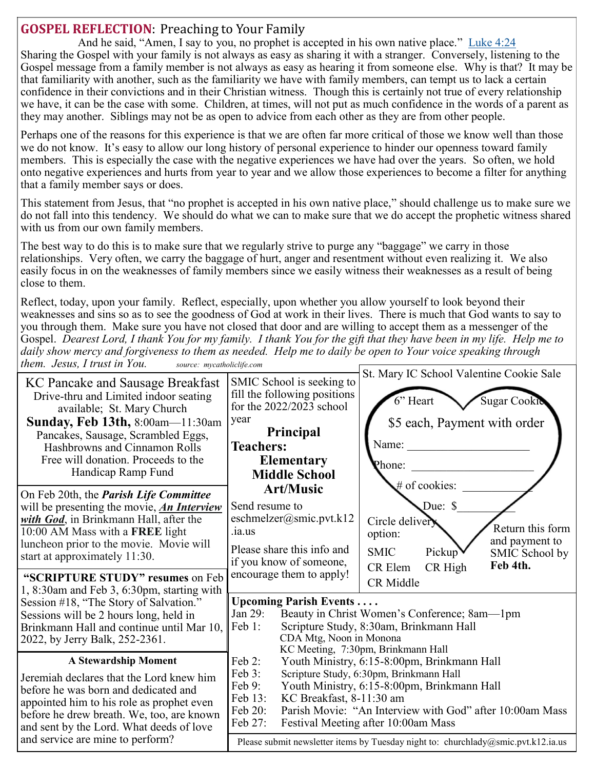## GOSPEL REFLECTION: Preaching to Your Family

And he said, "Amen, I say to you, no prophet is accepted in his own native place." Luke 4:24

Sharing the Gospel with your family is not always as easy as sharing it with a stranger. Conversely, listening to the Gospel message from a family member is not always as easy as hearing it from someone else. Why is that? It may be that familiarity with another, such as the familiarity we have with family members, can tempt us to lack a certain confidence in their convictions and in their Christian witness. Though this is certainly not true of every relationship we have, it can be the case with some. Children, at times, will not put as much confidence in the words of a parent as they may another. Siblings may not be as open to advice from each other as they are from other people.

Perhaps one of the reasons for this experience is that we are often far more critical of those we know well than those we do not know. It's easy to allow our long history of personal experience to hinder our openness toward family members. This is especially the case with the negative experiences we have had over the years. So often, we hold onto negative experiences and hurts from year to year and we allow those experiences to become a filter for anything that a family member says or does.

This statement from Jesus, that "no prophet is accepted in his own native place," should challenge us to make sure we do not fall into this tendency. We should do what we can to make sure that we do accept the prophetic witness shared with us from our own family members.

The best way to do this is to make sure that we regularly strive to purge any "baggage" we carry in those relationships. Very often, we carry the baggage of hurt, anger and resentment without even realizing it. We also easily focus in on the weaknesses of family members since we easily witness their weaknesses as a result of being close to them.

Reflect, today, upon your family. Reflect, especially, upon whether you allow yourself to look beyond their weaknesses and sins so as to see the goodness of God at work in their lives. There is much that God wants to say to you through them. Make sure you have not closed that door and are willing to accept them as a messenger of the Gospel. *Dearest Lord, I thank You for my family. I thank You for the gift that they have been in my life. Help me to daily show mercy and forgiveness to them as needed. Help me to daily be open to Your voice speaking through them. Jesus, I trust in You.* *source: mycatholiclife.com*

---

KC Pancake and Sausage Breakfast
Drive-thru and Limited indoor seating available; St. Mary Church
**Sunday, Feb 13th,** 8:00am—11:30am
Pancakes, Sausage, Scrambled Eggs, Hashbrowns and Cinnamon Rolls
Free will donation. Proceeds to the Handicap Ramp Fund

---

On Feb 20th, the ***Parish Life Committee*** will be presenting the movie, ***An Interview with God***, in Brinkmann Hall, after the 10:00 AM Mass with a **FREE** light luncheon prior to the movie. Movie will start at approximately 11:30.

---

**"SCRIPTURE STUDY" resumes** on Feb 1, 8:30am and Feb 3, 6:30pm, starting with Session #18, "The Story of Salvation." Sessions will be 2 hours long, held in Brinkmann Hall and continue until Mar 10, 2022, by Jerry Balk, 252-2361.

---

**A Stewardship Moment**

Jeremiah declares that the Lord knew him before he was born and dedicated and appointed him to his role as prophet even before he drew breath. We, too, are known and sent by the Lord. What deeds of love and service are mine to perform?

---

SMIC School is seeking to fill the following positions for the 2022/2023 school year

**Principal**

**Teachers:**
**Elementary**
**Middle School**
**Art/Music**

Send resume to eschmelzer@smic.pvt.k12.ia.us

Please share this info and if you know of someone, encourage them to apply!

---

St. Mary IC School Valentine Cookie Sale

6" Heart Sugar Cookie

$5 each, Payment with order

Name: ____________________

Phone: ____________________

\# of cookies: ___________

Due: $_________

Circle delivery option:

SMIC Pickup
CR Elem CR High
CR Middle

Return this form and payment to SMIC School by **Feb 4th.**

---

**Upcoming Parish Events . . . .**

Jan 29: Beauty in Christ Women's Conference; 8am—1pm
Feb 1: Scripture Study, 8:30am, Brinkmann Hall
CDA Mtg, Noon in Monona
KC Meeting, 7:30pm, Brinkmann Hall
Feb 2: Youth Ministry, 6:15-8:00pm, Brinkmann Hall
Feb 3: Scripture Study, 6:30pm, Brinkmann Hall
Feb 9: Youth Ministry, 6:15-8:00pm, Brinkmann Hall
Feb 13: KC Breakfast, 8-11:30 am
Feb 20: Parish Movie: "An Interview with God" after 10:00am Mass
Feb 27: Festival Meeting after 10:00am Mass

Please submit newsletter items by Tuesday night to: churchlady@smic.pvt.k12.ia.us